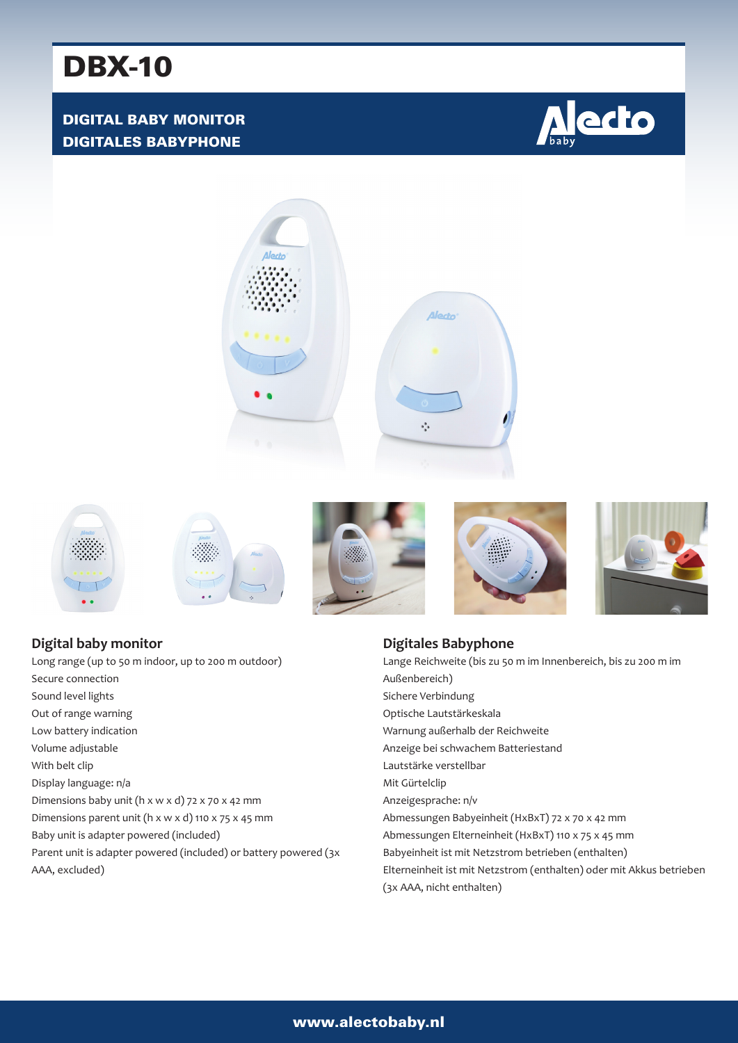# DBX-10

**DIGITAL BABY MONITOR**
**DIGITALES BABYPHONE**

## Digital baby monitor

Long range (up to 50 m indoor, up to 200 m outdoor)
Secure connection
Sound level lights
Out of range warning
Low battery indication
Volume adjustable
With belt clip
Display language: n/a
Dimensions baby unit (h x w x d) 72 x 70 x 42 mm
Dimensions parent unit (h x w x d) 110 x 75 x 45 mm
Baby unit is adapter powered (included)
Parent unit is adapter powered (included) or battery powered (3x AAA, excluded)

## Digitales Babyphone

Lange Reichweite (bis zu 50 m im Innenbereich, bis zu 200 m im Außenbereich)
Sichere Verbindung
Optische Lautstärkeskala
Warnung außerhalb der Reichweite
Anzeige bei schwachem Batteriestand
Lautstärke verstellbar
Mit Gürtelclip
Anzeigesprache: n/v
Abmessungen Babyeinheit (HxBxT) 72 x 70 x 42 mm
Abmessungen Elterneinheit (HxBxT) 110 x 75 x 45 mm
Babyeinheit ist mit Netzstrom betrieben (enthalten)
Elterneinheit ist mit Netzstrom (enthalten) oder mit Akkus betrieben (3x AAA, nicht enthalten)

**www.alectobaby.nl**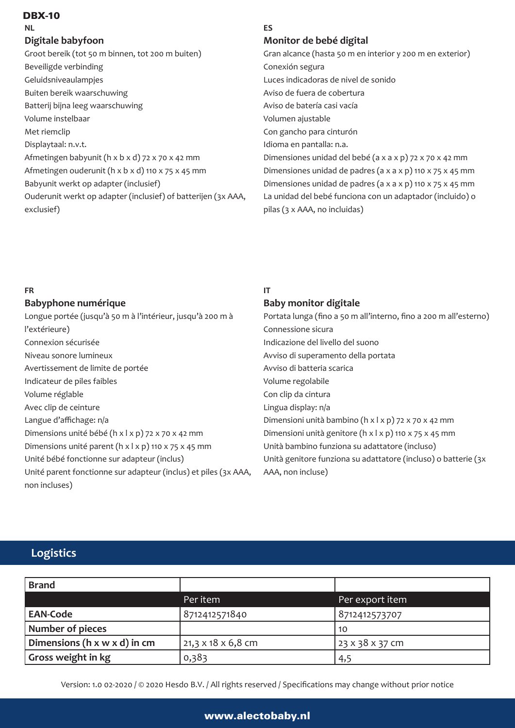DBX-10

**NL**

## Digitale babyfoon

Groot bereik (tot 50 m binnen, tot 200 m buiten)
Beveiligde verbinding
Geluidsniveaulampjes
Buiten bereik waarschuwing
Batterij bijna leeg waarschuwing
Volume instelbaar
Met riemclip
Displaytaal: n.v.t.
Afmetingen babyunit (h x b x d) 72 x 70 x 42 mm
Afmetingen ouderunit (h x b x d) 110 x 75 x 45 mm
Babyunit werkt op adapter (inclusief)
Ouderunit werkt op adapter (inclusief) of batterijen (3x AAA, exclusief)

**ES**

## Monitor de bebé digital

Gran alcance (hasta 50 m en interior y 200 m en exterior)
Conexión segura
Luces indicadoras de nivel de sonido
Aviso de fuera de cobertura
Aviso de batería casi vacía
Volumen ajustable
Con gancho para cinturón
Idioma en pantalla: n.a.
Dimensiones unidad del bebé (a x a x p) 72 x 70 x 42 mm
Dimensiones unidad de padres (a x a x p) 110 x 75 x 45 mm
Dimensiones unidad de padres (a x a x p) 110 x 75 x 45 mm
La unidad del bebé funciona con un adaptador (incluido) o pilas (3 x AAA, no incluidas)

**FR**

## Babyphone numérique

Longue portée (jusqu'à 50 m à l'intérieur, jusqu'à 200 m à l'extérieure)
Connexion sécurisée
Niveau sonore lumineux
Avertissement de limite de portée
Indicateur de piles faibles
Volume réglable
Avec clip de ceinture
Langue d'affichage: n/a
Dimensions unité bébé (h x l x p) 72 x 70 x 42 mm
Dimensions unité parent (h x l x p) 110 x 75 x 45 mm
Unité bébé fonctionne sur adapteur (inclus)
Unité parent fonctionne sur adapteur (inclus) et piles (3x AAA, non incluses)

**IT**

## Baby monitor digitale

Portata lunga (fino a 50 m all'interno, fino a 200 m all'esterno)
Connessione sicura
Indicazione del livello del suono
Avviso di superamento della portata
Avviso di batteria scarica
Volume regolabile
Con clip da cintura
Lingua display: n/a
Dimensioni unità bambino (h x l x p) 72 x 70 x 42 mm
Dimensioni unità genitore (h x l x p) 110 x 75 x 45 mm
Unità bambino funziona su adattatore (incluso)
Unità genitore funziona su adattatore (incluso) o batterie (3x AAA, non incluse)

## Logistics

| Brand | | |
|---|---|---|
| | Per item | Per export item |
| **EAN-Code** | 8712412571840 | 8712412573707 |
| **Number of pieces** | | 10 |
| **Dimensions (h x w x d) in cm** | 21,3 x 18 x 6,8 cm | 23 x 38 x 37 cm |
| **Gross weight in kg** | 0,383 | 4,5 |

Version: 1.0 02-2020 / © 2020 Hesdo B.V. / All rights reserved / Specifications may change without prior notice

www.alectobaby.nl